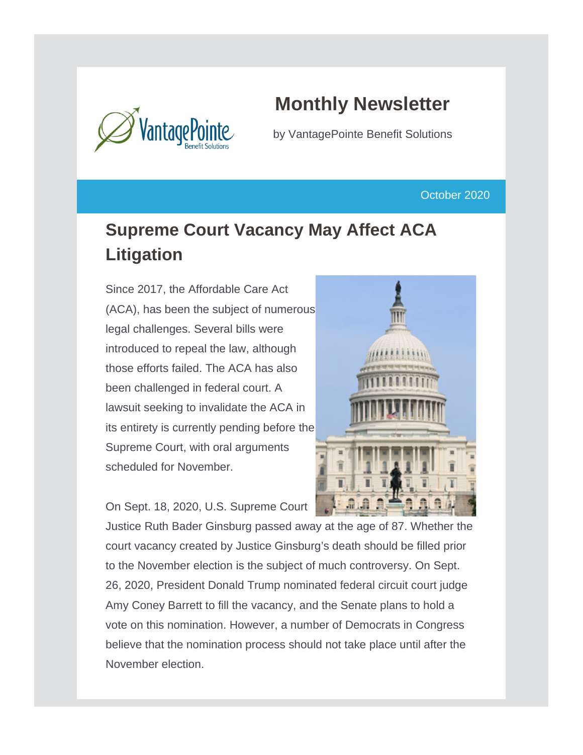# Monthly Newsletter

by VantagePointe Benefit Solutions

October 2020

## Supreme Court Vacancy May Affect ACA Litigation

Since 2017, the Affordable Care Act (ACA), has been the subject of numerous legal challenges. Several bills were introduced to repeal the law, although those efforts failed. The ACA has also been challenged in federal court. A lawsuit seeking to invalidate the ACA in its entirety is currently pending before the Supreme Court, with oral arguments scheduled for November.

On Sept. 18, 2020, U.S. Supreme Court Justice Ruth Bader Ginsburg passed away at the age of 87. Whether the court vacancy created by Justice Ginsburg's death should be filled prior to the November election is the subject of much controversy. On Sept. 26, 2020, President Donald Trump nominated federal circuit court judge Amy Coney Barrett to fill the vacancy, and the Senate plans to hold a vote on this nomination. However, a number of Democrats in Congress believe that the nomination process should not take place until after the November election.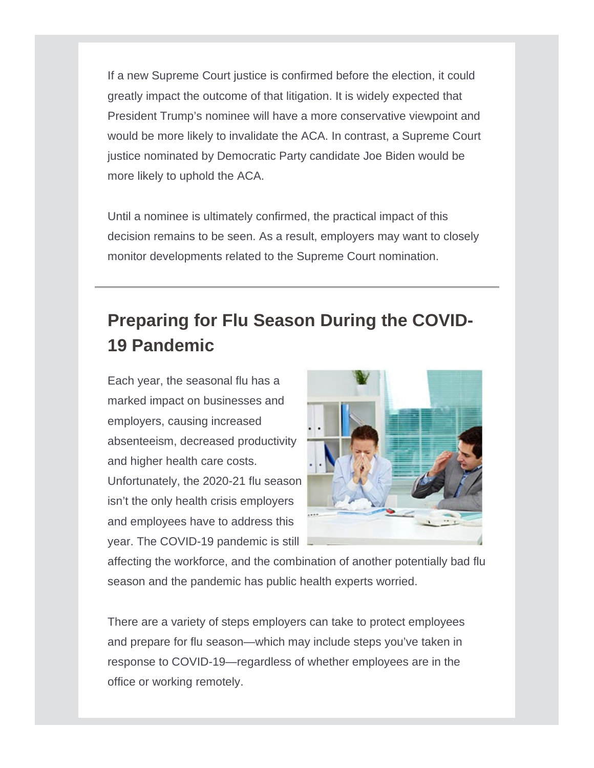If a new Supreme Court justice is confirmed before the election, it could greatly impact the outcome of that litigation. It is widely expected that President Trump's nominee will have a more conservative viewpoint and would be more likely to invalidate the ACA. In contrast, a Supreme Court justice nominated by Democratic Party candidate Joe Biden would be more likely to uphold the ACA.

Until a nominee is ultimately confirmed, the practical impact of this decision remains to be seen. As a result, employers may want to closely monitor developments related to the Supreme Court nomination.

---

## Preparing for Flu Season During the COVID-19 Pandemic

Each year, the seasonal flu has a marked impact on businesses and employers, causing increased absenteeism, decreased productivity and higher health care costs. Unfortunately, the 2020-21 flu season isn't the only health crisis employers and employees have to address this year. The COVID-19 pandemic is still affecting the workforce, and the combination of another potentially bad flu season and the pandemic has public health experts worried.

There are a variety of steps employers can take to protect employees and prepare for flu season—which may include steps you've taken in response to COVID-19—regardless of whether employees are in the office or working remotely.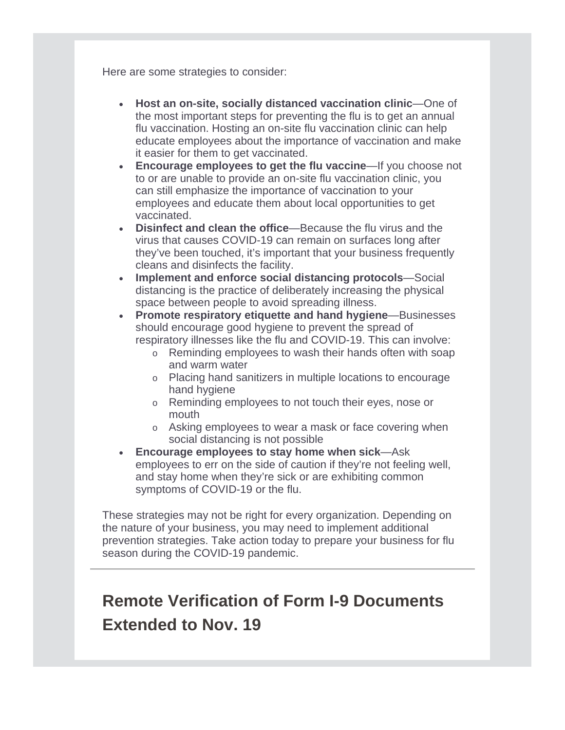Here are some strategies to consider:

- **Host an on-site, socially distanced vaccination clinic**—One of the most important steps for preventing the flu is to get an annual flu vaccination. Hosting an on-site flu vaccination clinic can help educate employees about the importance of vaccination and make it easier for them to get vaccinated.
- **Encourage employees to get the flu vaccine**—If you choose not to or are unable to provide an on-site flu vaccination clinic, you can still emphasize the importance of vaccination to your employees and educate them about local opportunities to get vaccinated.
- **Disinfect and clean the office**—Because the flu virus and the virus that causes COVID-19 can remain on surfaces long after they've been touched, it's important that your business frequently cleans and disinfects the facility.
- **Implement and enforce social distancing protocols**—Social distancing is the practice of deliberately increasing the physical space between people to avoid spreading illness.
- **Promote respiratory etiquette and hand hygiene**—Businesses should encourage good hygiene to prevent the spread of respiratory illnesses like the flu and COVID-19. This can involve:
  - Reminding employees to wash their hands often with soap and warm water
  - Placing hand sanitizers in multiple locations to encourage hand hygiene
  - Reminding employees to not touch their eyes, nose or mouth
  - Asking employees to wear a mask or face covering when social distancing is not possible
- **Encourage employees to stay home when sick**—Ask employees to err on the side of caution if they're not feeling well, and stay home when they're sick or are exhibiting common symptoms of COVID-19 or the flu.

These strategies may not be right for every organization. Depending on the nature of your business, you may need to implement additional prevention strategies. Take action today to prepare your business for flu season during the COVID-19 pandemic.

---

## Remote Verification of Form I-9 Documents Extended to Nov. 19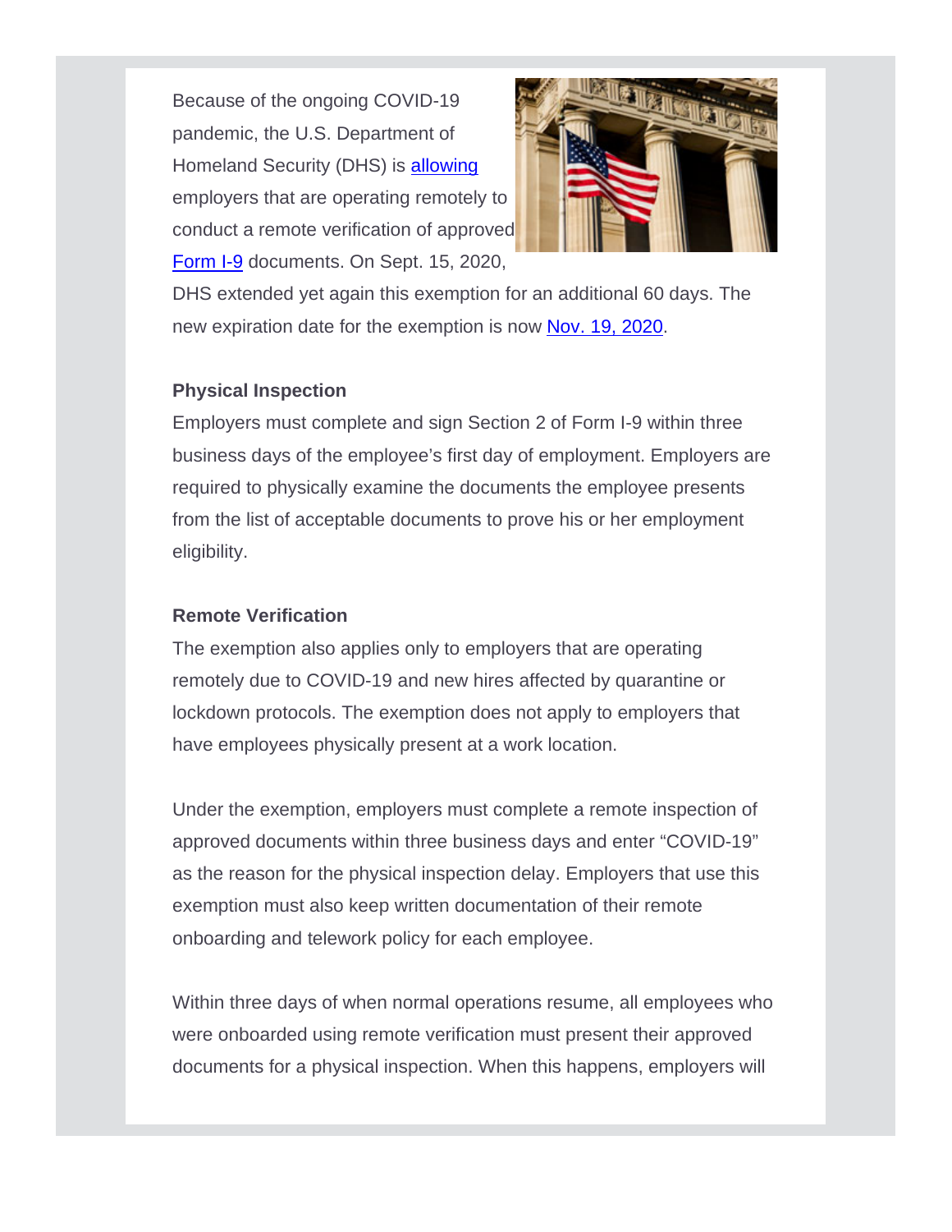Because of the ongoing COVID-19 pandemic, the U.S. Department of Homeland Security (DHS) is allowing employers that are operating remotely to conduct a remote verification of approved Form I-9 documents. On Sept. 15, 2020, DHS extended yet again this exemption for an additional 60 days. The new expiration date for the exemption is now Nov. 19, 2020.

**Physical Inspection**

Employers must complete and sign Section 2 of Form I-9 within three business days of the employee's first day of employment. Employers are required to physically examine the documents the employee presents from the list of acceptable documents to prove his or her employment eligibility.

**Remote Verification**

The exemption also applies only to employers that are operating remotely due to COVID-19 and new hires affected by quarantine or lockdown protocols. The exemption does not apply to employers that have employees physically present at a work location.

Under the exemption, employers must complete a remote inspection of approved documents within three business days and enter "COVID-19" as the reason for the physical inspection delay. Employers that use this exemption must also keep written documentation of their remote onboarding and telework policy for each employee.

Within three days of when normal operations resume, all employees who were onboarded using remote verification must present their approved documents for a physical inspection. When this happens, employers will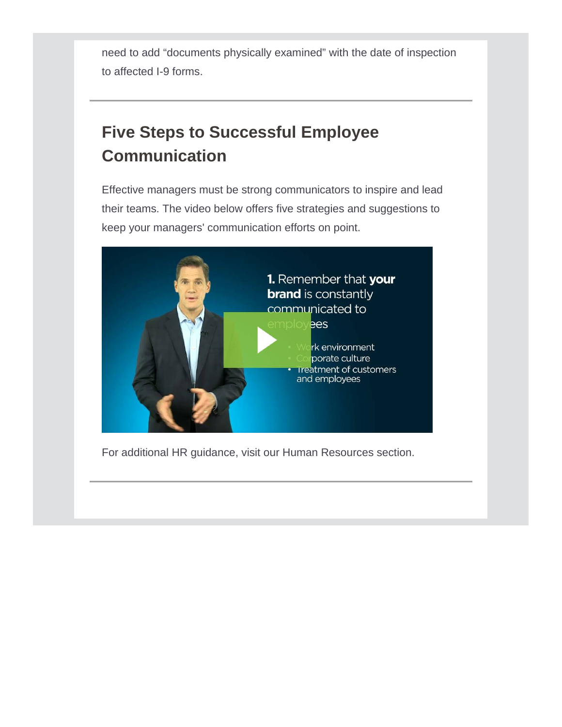need to add “documents physically examined” with the date of inspection to affected I-9 forms.

---

## Five Steps to Successful Employee Communication

Effective managers must be strong communicators to inspire and lead their teams. The video below offers five strategies and suggestions to keep your managers' communication efforts on point.

For additional HR guidance, visit our Human Resources section.

---